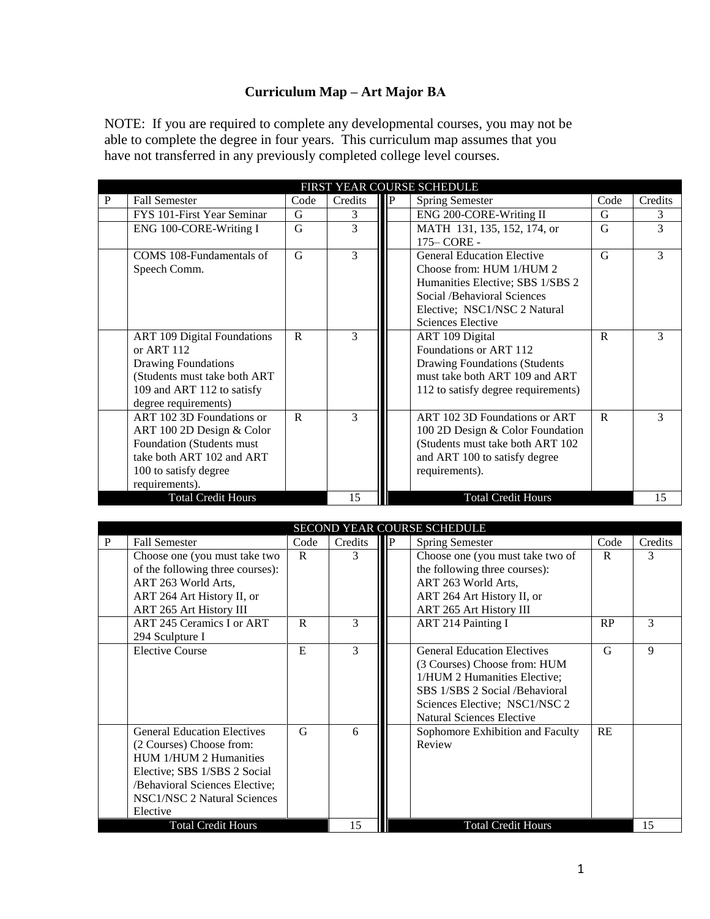# Curriculum Map – Art Major BA

NOTE: If you are required to complete any developmental courses, you may not be able to complete the degree in four years. This curriculum map assumes that you have not transferred in any previously completed college level courses.

| FIRST YEAR COURSE SCHEDULE | | | | | | | |
|---|---|---|---|---|---|---|---|
| P | Fall Semester | Code | Credits | P | Spring Semester | Code | Credits |
| | FYS 101-First Year Seminar | G | 3 | | ENG 200-CORE-Writing II | G | 3 |
| | ENG 100-CORE-Writing I | G | 3 | | MATH 131, 135, 152, 174, or 175– CORE - | G | 3 |
| | COMS 108-Fundamentals of Speech Comm. | G | 3 | | General Education Elective Choose from: HUM 1/HUM 2 Humanities Elective; SBS 1/SBS 2 Social /Behavioral Sciences Elective; NSC1/NSC 2 Natural Sciences Elective | G | 3 |
| | ART 109 Digital Foundations or ART 112 Drawing Foundations (Students must take both ART 109 and ART 112 to satisfy degree requirements) | R | 3 | | ART 109 Digital Foundations or ART 112 Drawing Foundations (Students must take both ART 109 and ART 112 to satisfy degree requirements) | R | 3 |
| | ART 102 3D Foundations or ART 100 2D Design & Color Foundation (Students must take both ART 102 and ART 100 to satisfy degree requirements). | R | 3 | | ART 102 3D Foundations or ART 100 2D Design & Color Foundation (Students must take both ART 102 and ART 100 to satisfy degree requirements). | R | 3 |
| | Total Credit Hours | | 15 | | Total Credit Hours | | 15 |

| SECOND YEAR COURSE SCHEDULE | | | | | | | |
|---|---|---|---|---|---|---|---|
| P | Fall Semester | Code | Credits | P | Spring Semester | Code | Credits |
| | Choose one (you must take two of the following three courses): ART 263 World Arts, ART 264 Art History II, or ART 265 Art History III | R | 3 | | Choose one (you must take two of the following three courses): ART 263 World Arts, ART 264 Art History II, or ART 265 Art History III | R | 3 |
| | ART 245 Ceramics I or ART 294 Sculpture I | R | 3 | | ART 214 Painting I | RP | 3 |
| | Elective Course | E | 3 | | General Education Electives (3 Courses) Choose from: HUM 1/HUM 2 Humanities Elective; SBS 1/SBS 2 Social /Behavioral Sciences Elective; NSC1/NSC 2 Natural Sciences Elective | G | 9 |
| | General Education Electives (2 Courses) Choose from: HUM 1/HUM 2 Humanities Elective; SBS 1/SBS 2 Social /Behavioral Sciences Elective; NSC1/NSC 2 Natural Sciences Elective | G | 6 | | Sophomore Exhibition and Faculty Review | RE | |
| | Total Credit Hours | | 15 | | Total Credit Hours | | 15 |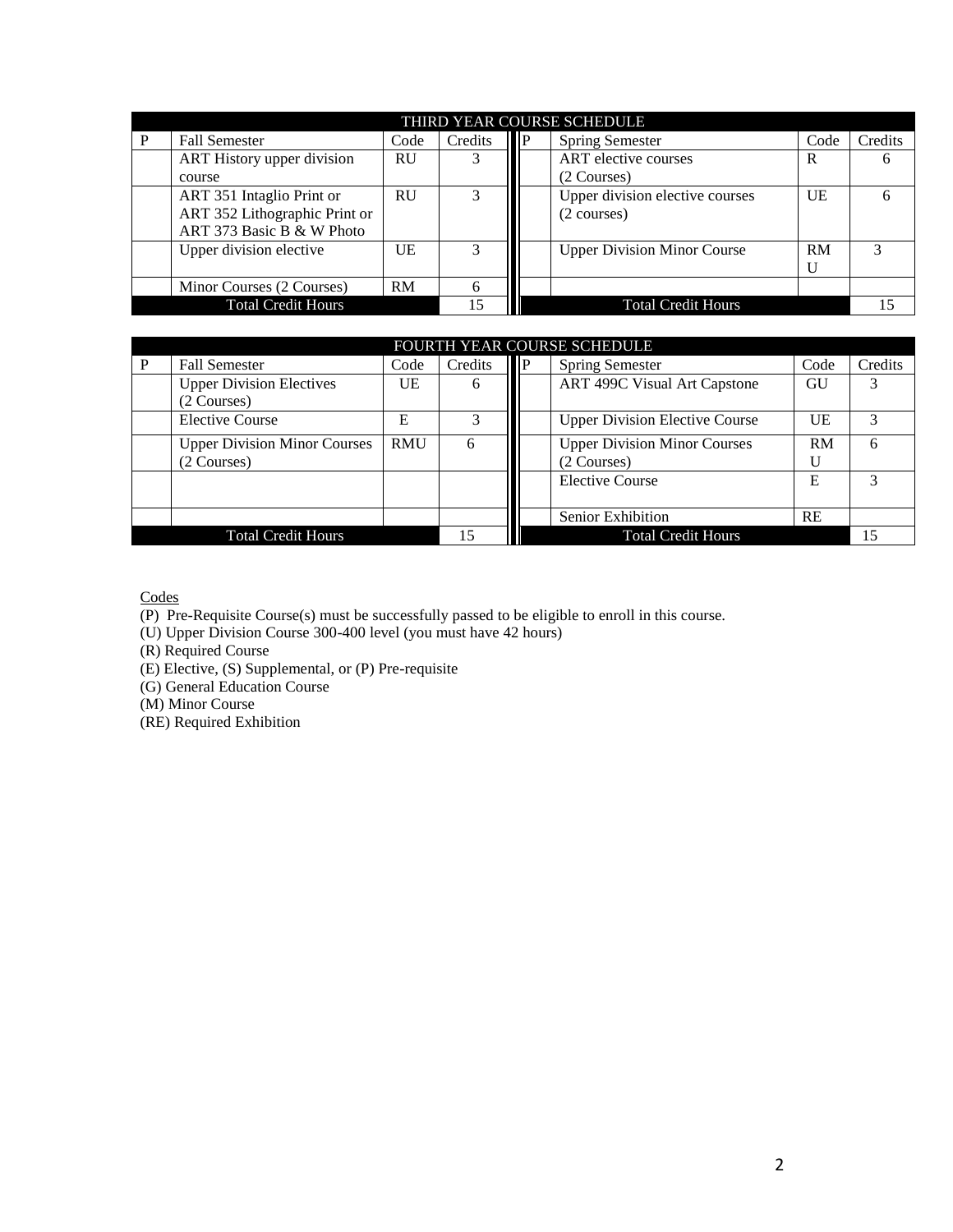| THIRD YEAR COURSE SCHEDULE | | | | | | | |
|---|---|---|---|---|---|---|---|
| P | Fall Semester | Code | Credits | P | Spring Semester | Code | Credits |
| | ART History upper division course | RU | 3 | | ART elective courses (2 Courses) | R | 6 |
| | ART 351 Intaglio Print or ART 352 Lithographic Print or ART 373 Basic B & W Photo | RU | 3 | | Upper division elective courses (2 courses) | UE | 6 |
| | Upper division elective | UE | 3 | | Upper Division Minor Course | RMU | 3 |
| | Minor Courses (2 Courses) | RM | 6 | | | | |
| Total Credit Hours | | | 15 | Total Credit Hours | | | 15 |

| FOURTH YEAR COURSE SCHEDULE | | | | | | | |
|---|---|---|---|---|---|---|---|
| P | Fall Semester | Code | Credits | P | Spring Semester | Code | Credits |
| | Upper Division Electives (2 Courses) | UE | 6 | | ART 499C Visual Art Capstone | GU | 3 |
| | Elective Course | E | 3 | | Upper Division Elective Course | UE | 3 |
| | Upper Division Minor Courses (2 Courses) | RMU | 6 | | Upper Division Minor Courses (2 Courses) | RMU | 6 |
| | | | | | Elective Course | E | 3 |
| | | | | | Senior Exhibition | RE | |
| Total Credit Hours | | | 15 | Total Credit Hours | | | 15 |

Codes

(P) Pre-Requisite Course(s) must be successfully passed to be eligible to enroll in this course.
(U) Upper Division Course 300-400 level (you must have 42 hours)
(R) Required Course
(E) Elective, (S) Supplemental, or (P) Pre-requisite
(G) General Education Course
(M) Minor Course
(RE) Required Exhibition